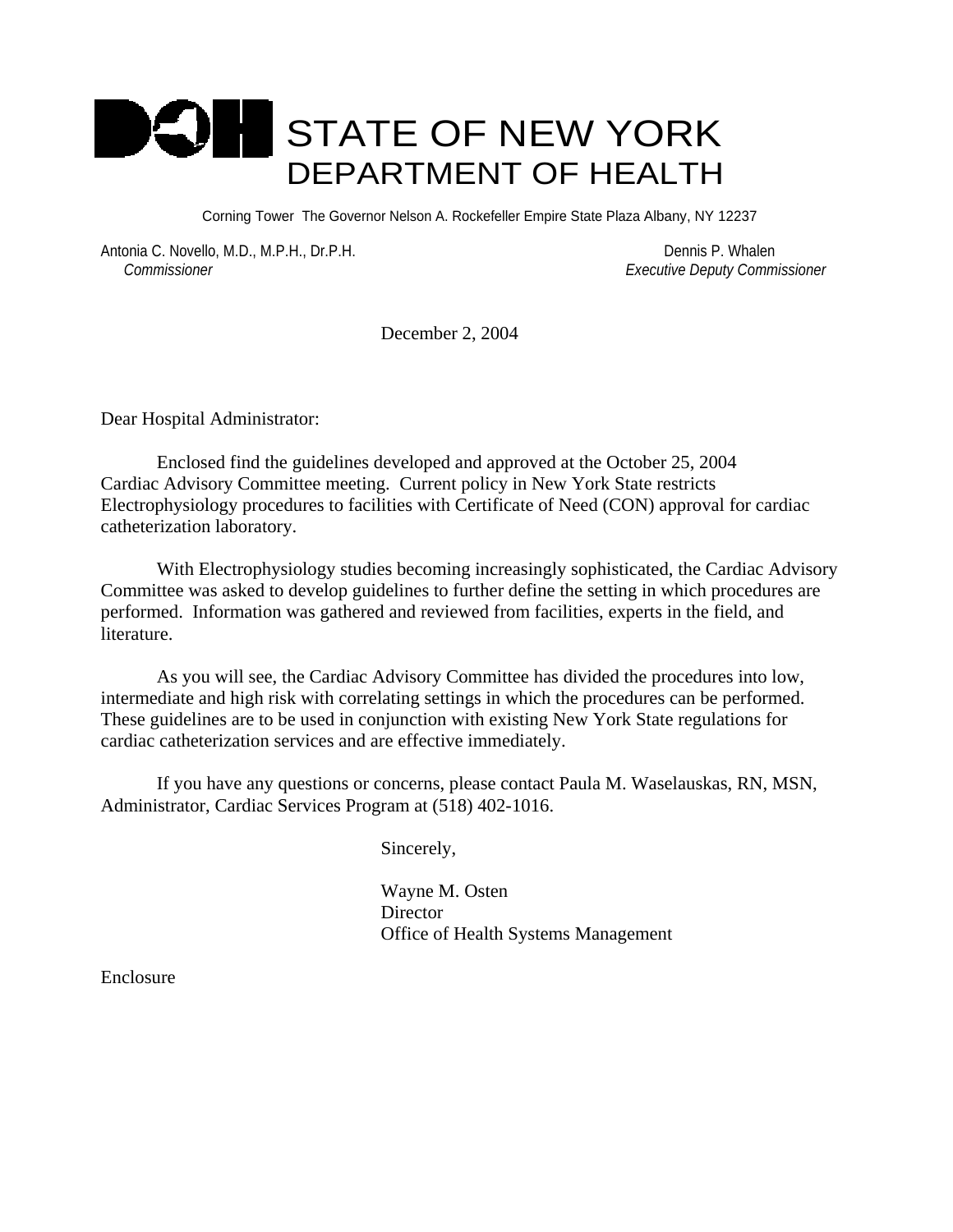# STATE OF NEW YORK
## DEPARTMENT OF HEALTH

Corning Tower The Governor Nelson A. Rockefeller Empire State Plaza Albany, NY 12237

Antonia C. Novello, M.D., M.P.H., Dr.P.H.
*Commissioner*

Dennis P. Whalen
*Executive Deputy Commissioner*

December 2, 2004

Dear Hospital Administrator:

Enclosed find the guidelines developed and approved at the October 25, 2004 Cardiac Advisory Committee meeting. Current policy in New York State restricts Electrophysiology procedures to facilities with Certificate of Need (CON) approval for cardiac catheterization laboratory.

With Electrophysiology studies becoming increasingly sophisticated, the Cardiac Advisory Committee was asked to develop guidelines to further define the setting in which procedures are performed. Information was gathered and reviewed from facilities, experts in the field, and literature.

As you will see, the Cardiac Advisory Committee has divided the procedures into low, intermediate and high risk with correlating settings in which the procedures can be performed. These guidelines are to be used in conjunction with existing New York State regulations for cardiac catheterization services and are effective immediately.

If you have any questions or concerns, please contact Paula M. Waselauskas, RN, MSN, Administrator, Cardiac Services Program at (518) 402-1016.

Sincerely,

Wayne M. Osten
Director
Office of Health Systems Management

Enclosure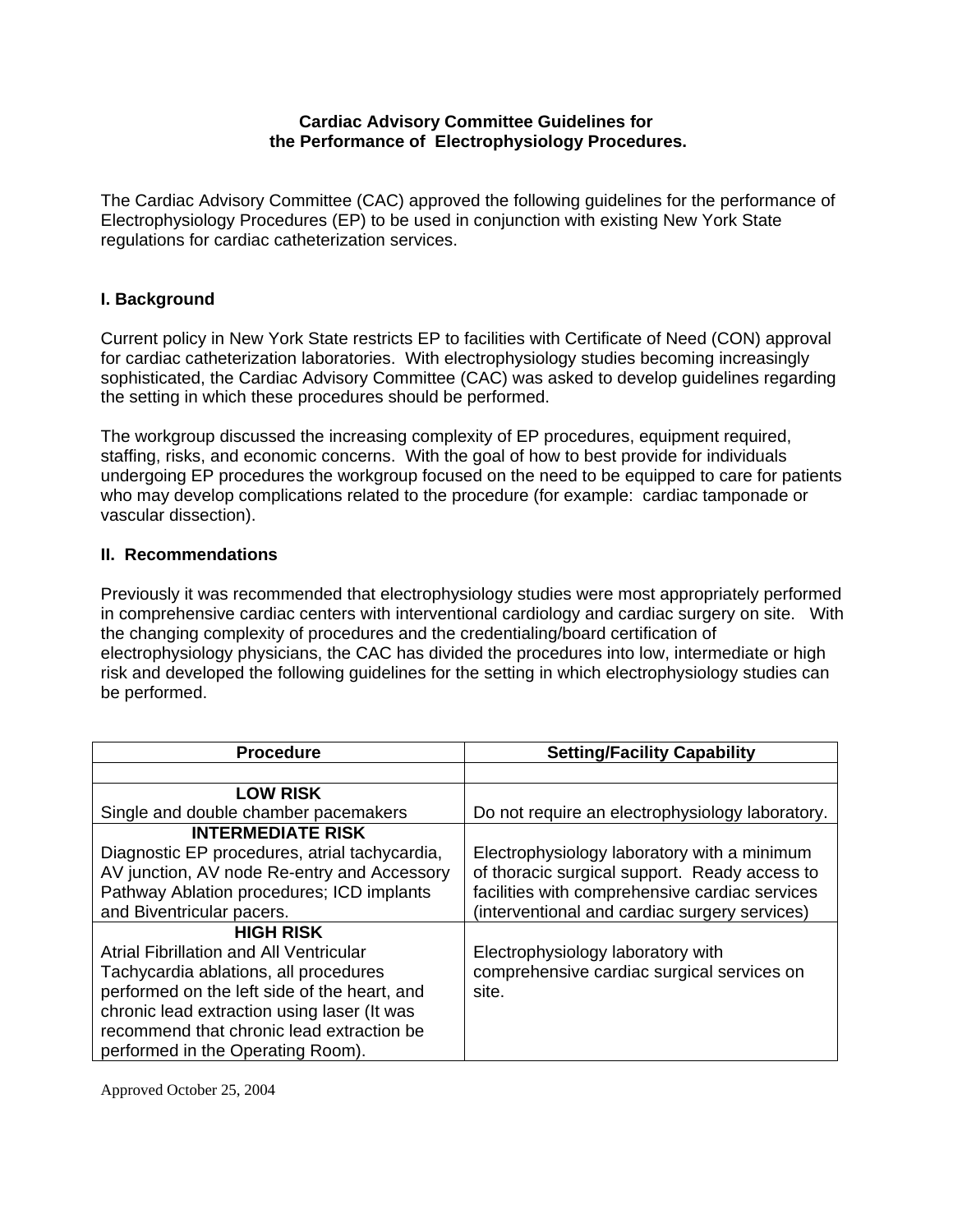**Cardiac Advisory Committee Guidelines for the Performance of Electrophysiology Procedures.**

The Cardiac Advisory Committee (CAC) approved the following guidelines for the performance of Electrophysiology Procedures (EP) to be used in conjunction with existing New York State regulations for cardiac catheterization services.

## I. Background

Current policy in New York State restricts EP to facilities with Certificate of Need (CON) approval for cardiac catheterization laboratories. With electrophysiology studies becoming increasingly sophisticated, the Cardiac Advisory Committee (CAC) was asked to develop guidelines regarding the setting in which these procedures should be performed.

The workgroup discussed the increasing complexity of EP procedures, equipment required, staffing, risks, and economic concerns. With the goal of how to best provide for individuals undergoing EP procedures the workgroup focused on the need to be equipped to care for patients who may develop complications related to the procedure (for example: cardiac tamponade or vascular dissection).

## II. Recommendations

Previously it was recommended that electrophysiology studies were most appropriately performed in comprehensive cardiac centers with interventional cardiology and cardiac surgery on site. With the changing complexity of procedures and the credentialing/board certification of electrophysiology physicians, the CAC has divided the procedures into low, intermediate or high risk and developed the following guidelines for the setting in which electrophysiology studies can be performed.

| Procedure | Setting/Facility Capability |
|---|---|
| | |
| **LOW RISK**<br>Single and double chamber pacemakers | Do not require an electrophysiology laboratory. |
| **INTERMEDIATE RISK**<br>Diagnostic EP procedures, atrial tachycardia, AV junction, AV node Re-entry and Accessory Pathway Ablation procedures; ICD implants and Biventricular pacers. | Electrophysiology laboratory with a minimum of thoracic surgical support. Ready access to facilities with comprehensive cardiac services (interventional and cardiac surgery services) |
| **HIGH RISK**<br>Atrial Fibrillation and All Ventricular Tachycardia ablations, all procedures performed on the left side of the heart, and chronic lead extraction using laser (It was recommend that chronic lead extraction be performed in the Operating Room). | Electrophysiology laboratory with comprehensive cardiac surgical services on site. |

Approved October 25, 2004